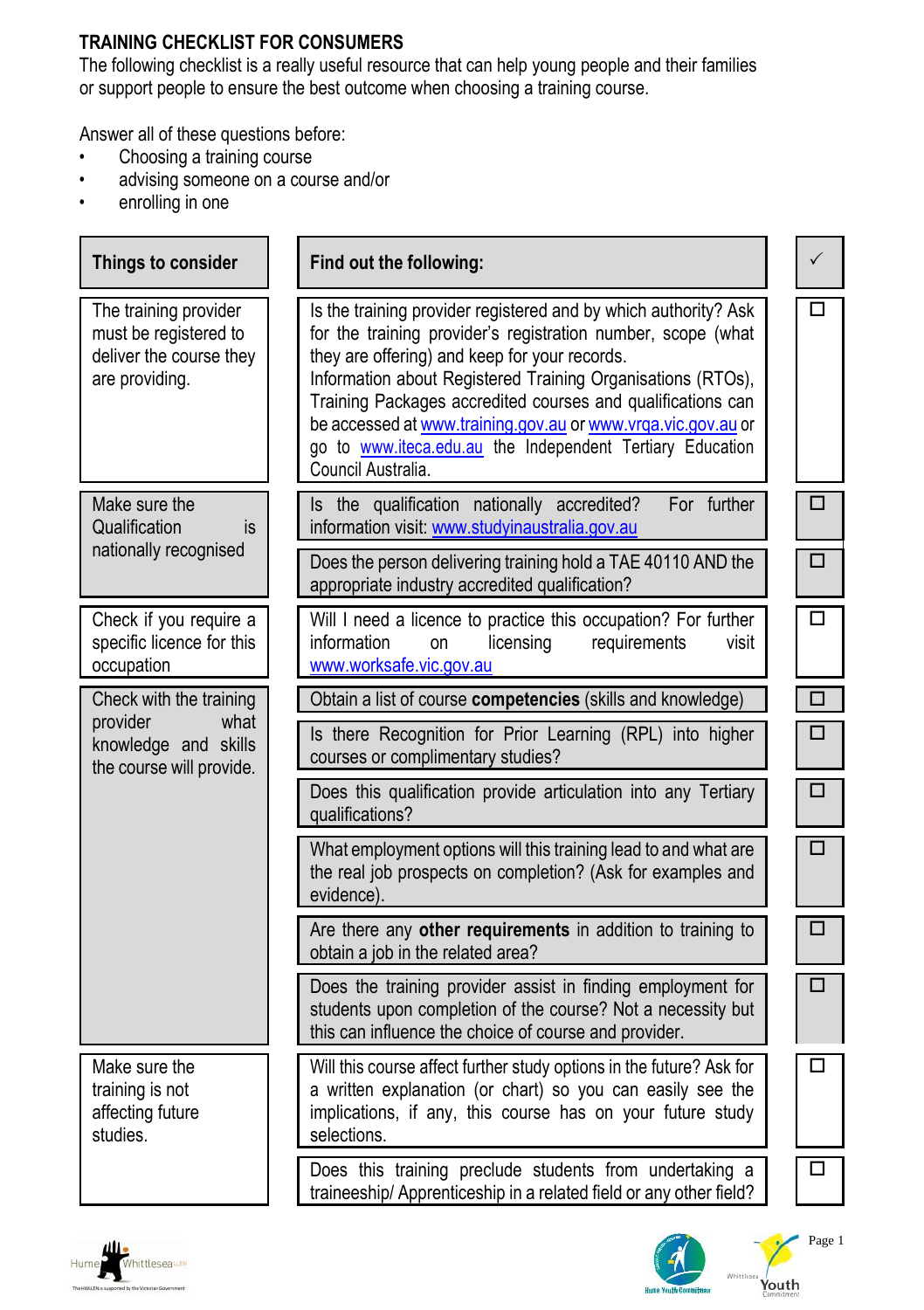# TRAINING CHECKLIST FOR CONSUMERS

The following checklist is a really useful resource that can help young people and their families or support people to ensure the best outcome when choosing a training course.

Answer all of these questions before:

- Choosing a training course
- advising someone on a course and/or
- enrolling in one

| Things to consider | Find out the following: | ✓ |
|---|---|---|
| The training provider must be registered to deliver the course they are providing. | Is the training provider registered and by which authority? Ask for the training provider's registration number, scope (what they are offering) and keep for your records. Information about Registered Training Organisations (RTOs), Training Packages accredited courses and qualifications can be accessed at www.training.gov.au or www.vrqa.vic.gov.au or go to www.iteca.edu.au the Independent Tertiary Education Council Australia. | ☐ |
| Make sure the Qualification is nationally recognised | Is the qualification nationally accredited? For further information visit: www.studyinaustralia.gov.au | ☐ |
| | Does the person delivering training hold a TAE 40110 AND the appropriate industry accredited qualification? | ☐ |
| Check if you require a specific licence for this occupation | Will I need a licence to practice this occupation? For further information on licensing requirements visit www.worksafe.vic.gov.au | ☐ |
| Check with the training provider what knowledge and skills the course will provide. | Obtain a list of course **competencies** (skills and knowledge) | ☐ |
| | Is there Recognition for Prior Learning (RPL) into higher courses or complimentary studies? | ☐ |
| | Does this qualification provide articulation into any Tertiary qualifications? | ☐ |
| | What employment options will this training lead to and what are the real job prospects on completion? (Ask for examples and evidence). | ☐ |
| | Are there any **other requirements** in addition to training to obtain a job in the related area? | ☐ |
| | Does the training provider assist in finding employment for students upon completion of the course? Not a necessity but this can influence the choice of course and provider. | ☐ |
| Make sure the training is not affecting future studies. | Will this course affect further study options in the future? Ask for a written explanation (or chart) so you can easily see the implications, if any, this course has on your future study selections. | ☐ |
| | Does this training preclude students from undertaking a traineeship/ Apprenticeship in a related field or any other field? | ☐ |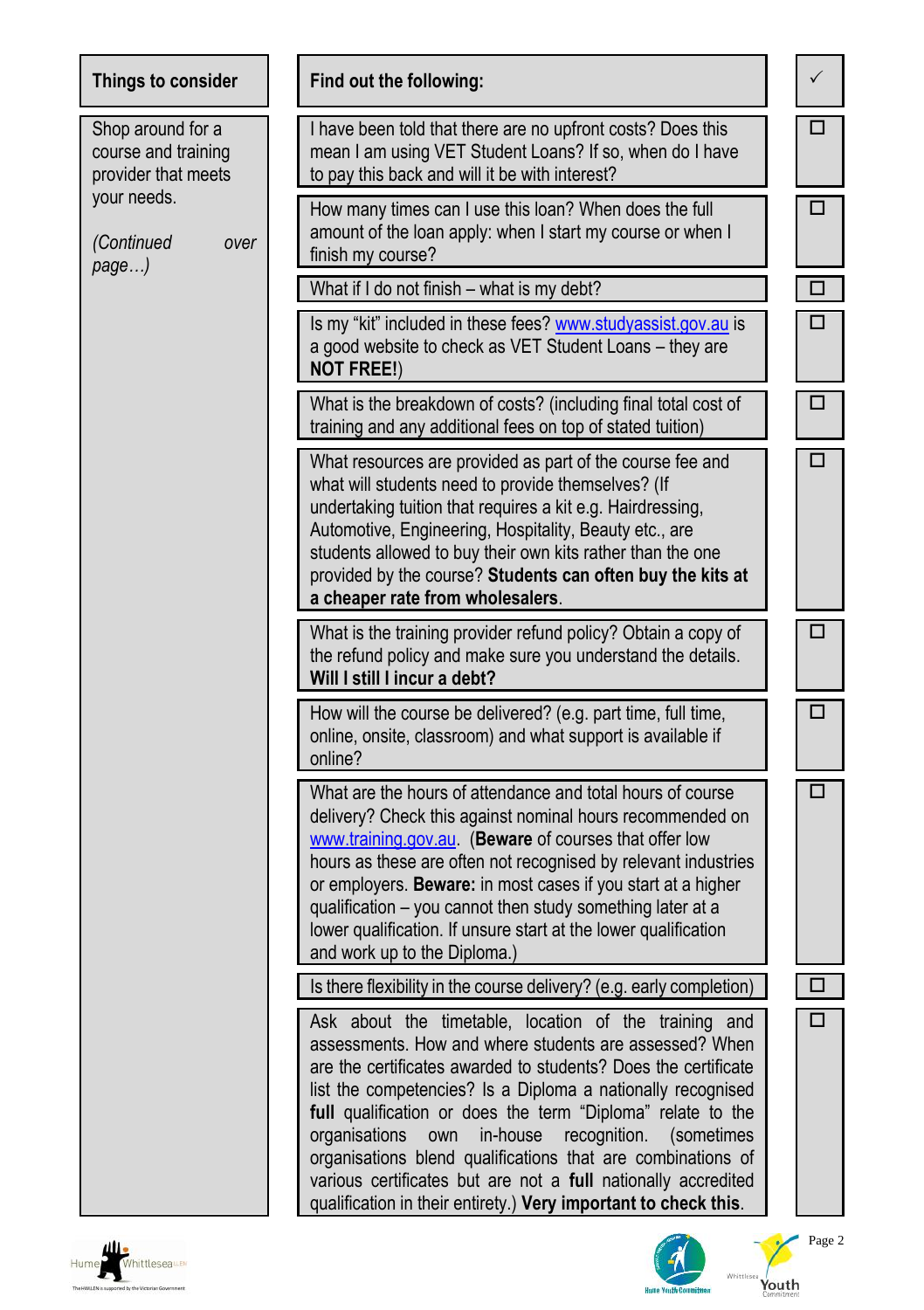| Things to consider | Find out the following: | ✓ |
|---|---|---|
| Shop around for a course and training provider that meets your needs.<br><br>*(Continued over page…)* | I have been told that there are no upfront costs? Does this mean I am using VET Student Loans? If so, when do I have to pay this back and will it be with interest? | ☐ |
| | How many times can I use this loan? When does the full amount of the loan apply: when I start my course or when I finish my course? | ☐ |
| | What if I do not finish – what is my debt? | ☐ |
| | Is my "kit" included in these fees? www.studyassist.gov.au is a good website to check as VET Student Loans – they are **NOT FREE!**) | ☐ |
| | What is the breakdown of costs? (including final total cost of training and any additional fees on top of stated tuition) | ☐ |
| | What resources are provided as part of the course fee and what will students need to provide themselves? (If undertaking tuition that requires a kit e.g. Hairdressing, Automotive, Engineering, Hospitality, Beauty etc., are students allowed to buy their own kits rather than the one provided by the course? **Students can often buy the kits at a cheaper rate from wholesalers**. | ☐ |
| | What is the training provider refund policy? Obtain a copy of the refund policy and make sure you understand the details. **Will I still I incur a debt?** | ☐ |
| | How will the course be delivered? (e.g. part time, full time, online, onsite, classroom) and what support is available if online? | ☐ |
| | What are the hours of attendance and total hours of course delivery? Check this against nominal hours recommended on www.training.gov.au. (**Beware** of courses that offer low hours as these are often not recognised by relevant industries or employers. **Beware:** in most cases if you start at a higher qualification – you cannot then study something later at a lower qualification. If unsure start at the lower qualification and work up to the Diploma.) | ☐ |
| | Is there flexibility in the course delivery? (e.g. early completion) | ☐ |
| | Ask about the timetable, location of the training and assessments. How and where students are assessed? When are the certificates awarded to students? Does the certificate list the competencies? Is a Diploma a nationally recognised **full** qualification or does the term "Diploma" relate to the organisations own in-house recognition. (sometimes organisations blend qualifications that are combinations of various certificates but are not a **full** nationally accredited qualification in their entirety.) **Very important to check this**. | ☐ |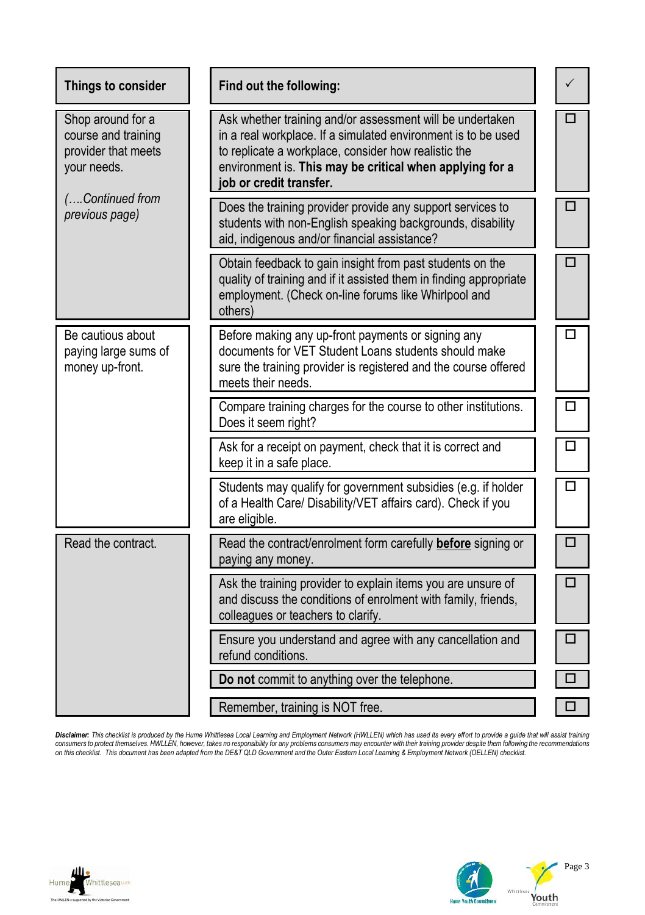| Things to consider | Find out the following: | ✓ |
|---|---|---|
| Shop around for a course and training provider that meets your needs. *(….Continued from previous page)* | Ask whether training and/or assessment will be undertaken in a real workplace. If a simulated environment is to be used to replicate a workplace, consider how realistic the environment is. **This may be critical when applying for a job or credit transfer.** | ☐ |
| | Does the training provider provide any support services to students with non-English speaking backgrounds, disability aid, indigenous and/or financial assistance? | ☐ |
| | Obtain feedback to gain insight from past students on the quality of training and if it assisted them in finding appropriate employment. (Check on-line forums like Whirlpool and others) | ☐ |
| Be cautious about paying large sums of money up-front. | Before making any up-front payments or signing any documents for VET Student Loans students should make sure the training provider is registered and the course offered meets their needs. | ☐ |
| | Compare training charges for the course to other institutions. Does it seem right? | ☐ |
| | Ask for a receipt on payment, check that it is correct and keep it in a safe place. | ☐ |
| | Students may qualify for government subsidies (e.g. if holder of a Health Care/ Disability/VET affairs card). Check if you are eligible. | ☐ |
| Read the contract. | Read the contract/enrolment form carefully **before** signing or paying any money. | ☐ |
| | Ask the training provider to explain items you are unsure of and discuss the conditions of enrolment with family, friends, colleagues or teachers to clarify. | ☐ |
| | Ensure you understand and agree with any cancellation and refund conditions. | ☐ |
| | **Do not** commit to anything over the telephone. | ☐ |
| | Remember, training is NOT free. | ☐ |

***Disclaimer:*** *This checklist is produced by the Hume Whittlesea Local Learning and Employment Network (HWLLEN) which has used its every effort to provide a guide that will assist training consumers to protect themselves. HWLLEN, however, takes no responsibility for any problems consumers may encounter with their training provider despite them following the recommendations on this checklist. This document has been adapted from the DE&T QLD Government and the Outer Eastern Local Learning & Employment Network (OELLEN) checklist.*

The HWLLEN is supported by the Victorian Government